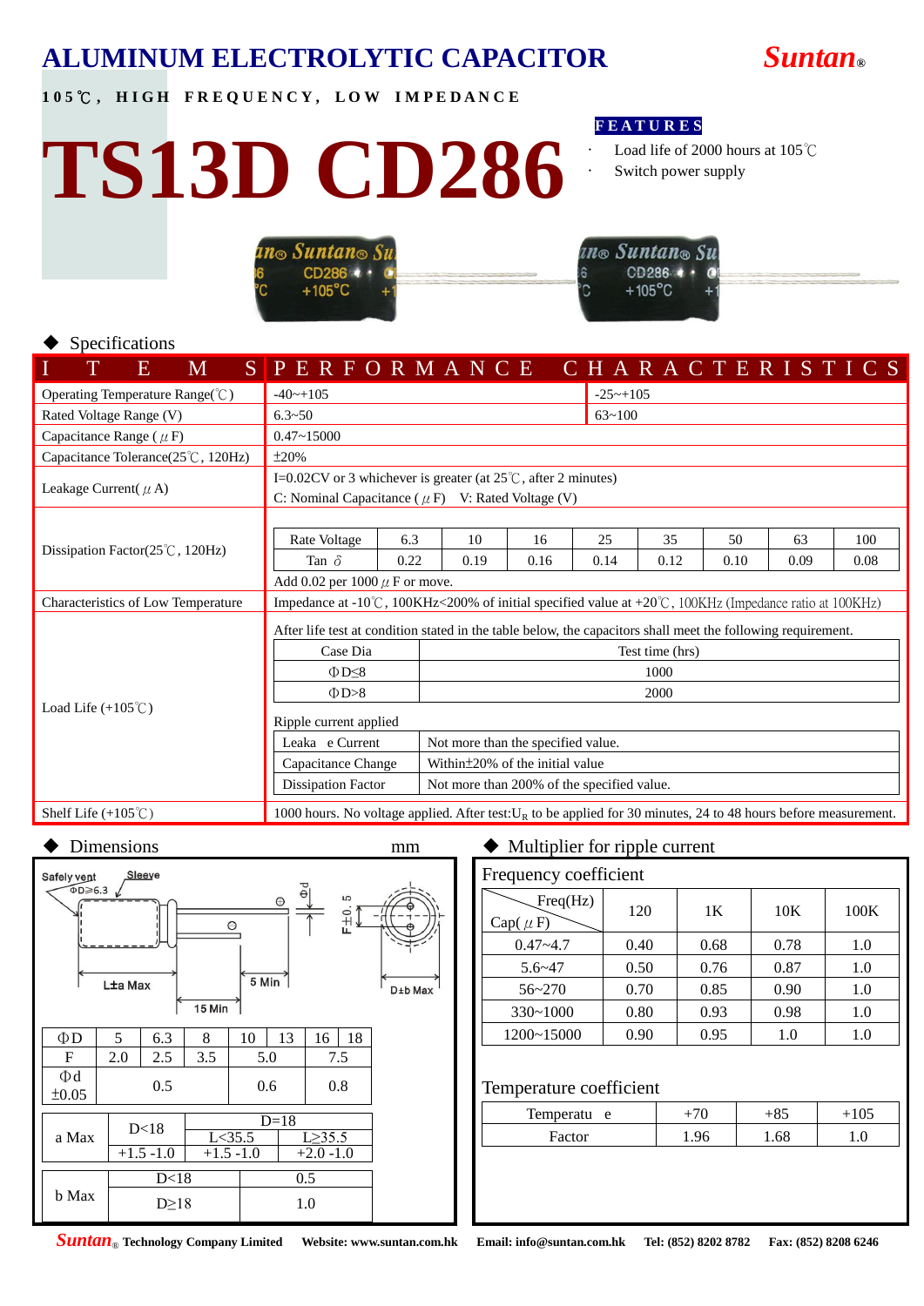# ALUMINUM ELECTROLYTIC CAPACITOR

**Suntan®**

**105℃, HIGH FREQUENCY, LOW IMPEDANCE**

# TS13D CD286

**FEATURES**

- Load life of 2000 hours at 105℃
- Switch power supply

## ◆ Specifications

| ITEMS | PERFORMANCE CHARACTERISTICS | |
|---|---|---|
| Operating Temperature Range(℃) | -40~+105 | -25~+105 |
| Rated Voltage Range (V) | 6.3~50 | 63~100 |
| Capacitance Range (μF) | 0.47~15000 | |
| Capacitance Tolerance(25℃, 120Hz) | ±20% | |
| Leakage Current(μA) | I=0.02CV or 3 whichever is greater (at 25℃, after 2 minutes)<br>C: Nominal Capacitance (μF) V: Rated Voltage (V) | |
| Dissipation Factor(25℃, 120Hz) | see table below; Add 0.02 per 1000 μF or move. | |
| Characteristics of Low Temperature | Impedance at -10℃, 100KHz<200% of initial specified value at +20℃, 100KHz (Impedance ratio at 100KHz) | |
| Load Life (+105℃) | After life test at condition stated in the table below, the capacitors shall meet the following requirement. (see tables below) | |
| Shelf Life (+105℃) | 1000 hours. No voltage applied. After test: $U_R$ to be applied for 30 minutes, 24 to 48 hours before measurement. | |

Dissipation Factor:

| Rate Voltage | 6.3 | 10 | 16 | 25 | 35 | 50 | 63 | 100 |
|---|---|---|---|---|---|---|---|---|
| Tan δ | 0.22 | 0.19 | 0.16 | 0.14 | 0.12 | 0.10 | 0.09 | 0.08 |

Add 0.02 per 1000 μF or move.

Load Life:

| Case Dia | Test time (hrs) |
|---|---|
| ΦD≤8 | 1000 |
| ΦD>8 | 2000 |

Ripple current applied

| Leaka e Current | Not more than the specified value. |
|---|---|
| Capacitance Change | Within±20% of the initial value |
| Dissipation Factor | Not more than 200% of the specified value. |

## ◆ Dimensions mm

Safety vent ΦD≥6.3, Sleeve, L±a Max, 15 Min, 5 Min, Φd, F±0.5, D±b Max

| ΦD | 5 | 6.3 | 8 | 10 | 13 | 16 | 18 |
|---|---|---|---|---|---|---|---|
| F | 2.0 | 2.5 | 3.5 | 5.0 | | 7.5 | |
| Φd ±0.05 | 0.5 | | | 0.6 | | 0.8 | |

| | D<18 | D=18 | |
|---|---|---|---|
| | | L<35.5 | L≥35.5 |
| a Max | +1.5 -1.0 | +1.5 -1.0 | +2.0 -1.0 |

| b Max | |
|---|---|
| D<18 | 0.5 |
| D≥18 | 1.0 |

## ◆ Multiplier for ripple current

Frequency coefficient

| Cap(μF) \ Freq(Hz) | 120 | 1K | 10K | 100K |
|---|---|---|---|---|
| 0.47~4.7 | 0.40 | 0.68 | 0.78 | 1.0 |
| 5.6~47 | 0.50 | 0.76 | 0.87 | 1.0 |
| 56~270 | 0.70 | 0.85 | 0.90 | 1.0 |
| 330~1000 | 0.80 | 0.93 | 0.98 | 1.0 |
| 1200~15000 | 0.90 | 0.95 | 1.0 | 1.0 |

Temperature coefficient

| Temperatu e | +70 | +85 | +105 |
|---|---|---|---|
| Factor | 1.96 | 1.68 | 1.0 |

**Suntan® Technology Company Limited  Website: www.suntan.com.hk  Email: info@suntan.com.hk  Tel: (852) 8202 8782  Fax: (852) 8208 6246**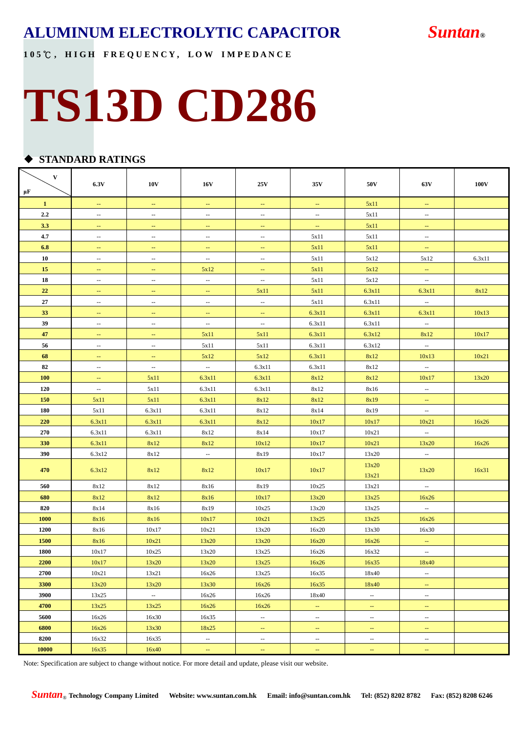# ALUMINUM ELECTROLYTIC CAPACITOR

**Suntan®**

**105℃, HIGH FREQUENCY, LOW IMPEDANCE**

# TS13D CD286

## ◆ STANDARD RATINGS

| V / μF | 6.3V | 10V | 16V | 25V | 35V | 50V | 63V | 100V |
|---|---|---|---|---|---|---|---|---|
| 1 | -- | -- | -- | -- | -- | 5x11 | -- | |
| 2.2 | -- | -- | -- | -- | -- | 5x11 | -- | |
| 3.3 | -- | -- | -- | -- | -- | 5x11 | -- | |
| 4.7 | -- | -- | -- | -- | 5x11 | 5x11 | -- | |
| 6.8 | -- | -- | -- | -- | 5x11 | 5x11 | -- | |
| 10 | -- | -- | -- | -- | 5x11 | 5x12 | 5x12 | 6.3x11 |
| 15 | -- | -- | 5x12 | -- | 5x11 | 5x12 | -- | |
| 18 | -- | -- | -- | -- | 5x11 | 5x12 | -- | |
| 22 | -- | -- | -- | 5x11 | 5x11 | 6.3x11 | 6.3x11 | 8x12 |
| 27 | -- | -- | -- | -- | 5x11 | 6.3x11 | -- | |
| 33 | -- | -- | -- | -- | 6.3x11 | 6.3x11 | 6.3x11 | 10x13 |
| 39 | -- | -- | -- | -- | 6.3x11 | 6.3x11 | -- | |
| 47 | -- | -- | 5x11 | 5x11 | 6.3x11 | 6.3x12 | 8x12 | 10x17 |
| 56 | -- | -- | 5x11 | 5x11 | 6.3x11 | 6.3x12 | -- | |
| 68 | -- | -- | 5x12 | 5x12 | 6.3x11 | 8x12 | 10x13 | 10x21 |
| 82 | -- | -- | -- | 6.3x11 | 6.3x11 | 8x12 | -- | |
| 100 | -- | 5x11 | 6.3x11 | 6.3x11 | 8x12 | 8x12 | 10x17 | 13x20 |
| 120 | -- | 5x11 | 6.3x11 | 6.3x11 | 8x12 | 8x16 | -- | |
| 150 | 5x11 | 5x11 | 6.3x11 | 8x12 | 8x12 | 8x19 | -- | |
| 180 | 5x11 | 6.3x11 | 6.3x11 | 8x12 | 8x14 | 8x19 | -- | |
| 220 | 6.3x11 | 6.3x11 | 6.3x11 | 8x12 | 10x17 | 10x17 | 10x21 | 16x26 |
| 270 | 6.3x11 | 6.3x11 | 8x12 | 8x14 | 10x17 | 10x21 | -- | |
| 330 | 6.3x11 | 8x12 | 8x12 | 10x12 | 10x17 | 10x21 | 13x20 | 16x26 |
| 390 | 6.3x12 | 8x12 | -- | 8x19 | 10x17 | 13x20 | -- | |
| 470 | 6.3x12 | 8x12 | 8x12 | 10x17 | 10x17 | 13x20 13x21 | 13x20 | 16x31 |
| 560 | 8x12 | 8x12 | 8x16 | 8x19 | 10x25 | 13x21 | -- | |
| 680 | 8x12 | 8x12 | 8x16 | 10x17 | 13x20 | 13x25 | 16x26 | |
| 820 | 8x14 | 8x16 | 8x19 | 10x25 | 13x20 | 13x25 | -- | |
| 1000 | 8x16 | 8x16 | 10x17 | 10x21 | 13x25 | 13x25 | 16x26 | |
| 1200 | 8x16 | 10x17 | 10x21 | 13x20 | 16x20 | 13x30 | 16x30 | |
| 1500 | 8x16 | 10x21 | 13x20 | 13x20 | 16x20 | 16x26 | -- | |
| 1800 | 10x17 | 10x25 | 13x20 | 13x25 | 16x26 | 16x32 | -- | |
| 2200 | 10x17 | 13x20 | 13x20 | 13x25 | 16x26 | 16x35 | 18x40 | |
| 2700 | 10x21 | 13x21 | 16x26 | 13x25 | 16x35 | 18x40 | -- | |
| 3300 | 13x20 | 13x20 | 13x30 | 16x26 | 16x35 | 18x40 | -- | |
| 3900 | 13x25 | -- | 16x26 | 16x26 | 18x40 | -- | -- | |
| 4700 | 13x25 | 13x25 | 16x26 | 16x26 | -- | -- | -- | |
| 5600 | 16x26 | 16x30 | 16x35 | -- | -- | -- | -- | |
| 6800 | 16x26 | 13x30 | 18x25 | -- | -- | -- | -- | |
| 8200 | 16x32 | 16x35 | -- | -- | -- | -- | -- | |
| 10000 | 16x35 | 16x40 | -- | -- | -- | -- | -- | |

Note: Specification are subject to change without notice. For more detail and update, please visit our website.

**Suntan® Technology Company Limited**   **Website: www.suntan.com.hk**   **Email: info@suntan.com.hk**   **Tel: (852) 8202 8782**   **Fax: (852) 8208 6246**